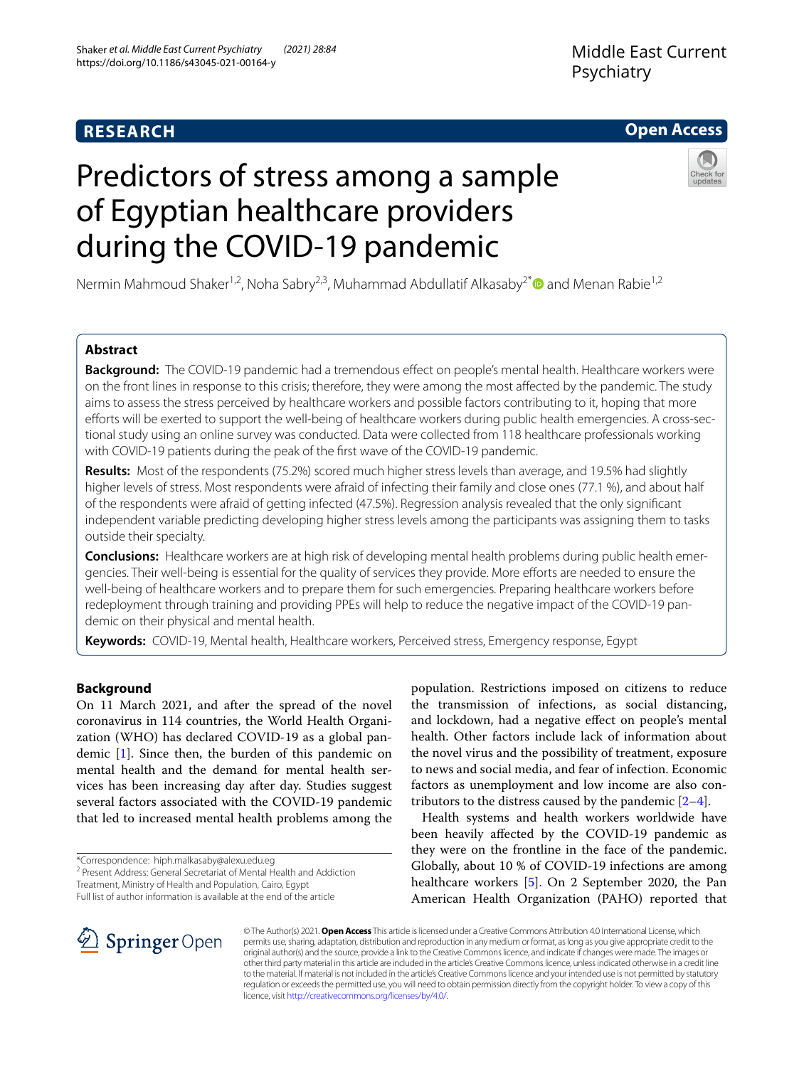**RESEARCH** **Open Access**

# Predictors of stress among a sample of Egyptian healthcare providers during the COVID-19 pandemic

Nermin Mahmoud Shaker[1,2], Noha Sabry[2,3], Muhammad Abdullatif Alkasaby[2*] and Menan Rabie[1,2]

## Abstract

**Background:** The COVID-19 pandemic had a tremendous effect on people's mental health. Healthcare workers were on the front lines in response to this crisis; therefore, they were among the most affected by the pandemic. The study aims to assess the stress perceived by healthcare workers and possible factors contributing to it, hoping that more efforts will be exerted to support the well-being of healthcare workers during public health emergencies. A cross-sectional study using an online survey was conducted. Data were collected from 118 healthcare professionals working with COVID-19 patients during the peak of the first wave of the COVID-19 pandemic.

**Results:** Most of the respondents (75.2%) scored much higher stress levels than average, and 19.5% had slightly higher levels of stress. Most respondents were afraid of infecting their family and close ones (77.1 %), and about half of the respondents were afraid of getting infected (47.5%). Regression analysis revealed that the only significant independent variable predicting developing higher stress levels among the participants was assigning them to tasks outside their specialty.

**Conclusions:** Healthcare workers are at high risk of developing mental health problems during public health emergencies. Their well-being is essential for the quality of services they provide. More efforts are needed to ensure the well-being of healthcare workers and to prepare them for such emergencies. Preparing healthcare workers before redeployment through training and providing PPEs will help to reduce the negative impact of the COVID-19 pandemic on their physical and mental health.

**Keywords:** COVID-19, Mental health, Healthcare workers, Perceived stress, Emergency response, Egypt

## Background

On 11 March 2021, and after the spread of the novel coronavirus in 114 countries, the World Health Organization (WHO) has declared COVID-19 as a global pandemic [1]. Since then, the burden of this pandemic on mental health and the demand for mental health services has been increasing day after day. Studies suggest several factors associated with the COVID-19 pandemic that led to increased mental health problems among the population. Restrictions imposed on citizens to reduce the transmission of infections, as social distancing, and lockdown, had a negative effect on people's mental health. Other factors include lack of information about the novel virus and the possibility of treatment, exposure to news and social media, and fear of infection. Economic factors as unemployment and low income are also contributors to the distress caused by the pandemic [2–4].

Health systems and health workers worldwide have been heavily affected by the COVID-19 pandemic as they were on the frontline in the face of the pandemic. Globally, about 10 % of COVID-19 infections are among healthcare workers [5]. On 2 September 2020, the Pan American Health Organization (PAHO) reported that

*Correspondence: hiph.malkasaby@alexu.edu.eg
[2] Present Address: General Secretariat of Mental Health and Addiction Treatment, Ministry of Health and Population, Cairo, Egypt
Full list of author information is available at the end of the article

© The Author(s) 2021. **Open Access** This article is licensed under a Creative Commons Attribution 4.0 International License, which permits use, sharing, adaptation, distribution and reproduction in any medium or format, as long as you give appropriate credit to the original author(s) and the source, provide a link to the Creative Commons licence, and indicate if changes were made. The images or other third party material in this article are included in the article's Creative Commons licence, unless indicated otherwise in a credit line to the material. If material is not included in the article's Creative Commons licence and your intended use is not permitted by statutory regulation or exceeds the permitted use, you will need to obtain permission directly from the copyright holder. To view a copy of this licence, visit http://creativecommons.org/licenses/by/4.0/.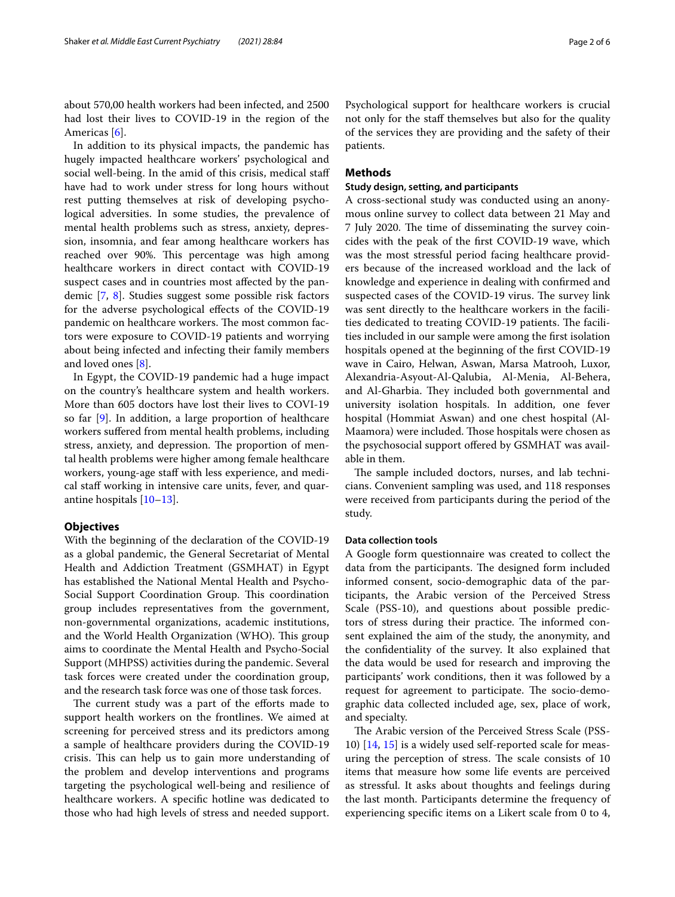about 570,00 health workers had been infected, and 2500 had lost their lives to COVID-19 in the region of the Americas [6].

In addition to its physical impacts, the pandemic has hugely impacted healthcare workers' psychological and social well-being. In the amid of this crisis, medical staff have had to work under stress for long hours without rest putting themselves at risk of developing psychological adversities. In some studies, the prevalence of mental health problems such as stress, anxiety, depression, insomnia, and fear among healthcare workers has reached over 90%. This percentage was high among healthcare workers in direct contact with COVID-19 suspect cases and in countries most affected by the pandemic [7, 8]. Studies suggest some possible risk factors for the adverse psychological effects of the COVID-19 pandemic on healthcare workers. The most common factors were exposure to COVID-19 patients and worrying about being infected and infecting their family members and loved ones [8].

In Egypt, the COVID-19 pandemic had a huge impact on the country's healthcare system and health workers. More than 605 doctors have lost their lives to COVI-19 so far [9]. In addition, a large proportion of healthcare workers suffered from mental health problems, including stress, anxiety, and depression. The proportion of mental health problems were higher among female healthcare workers, young-age staff with less experience, and medical staff working in intensive care units, fever, and quarantine hospitals [10–13].

## Objectives

With the beginning of the declaration of the COVID-19 as a global pandemic, the General Secretariat of Mental Health and Addiction Treatment (GSMHAT) in Egypt has established the National Mental Health and Psycho-Social Support Coordination Group. This coordination group includes representatives from the government, non-governmental organizations, academic institutions, and the World Health Organization (WHO). This group aims to coordinate the Mental Health and Psycho-Social Support (MHPSS) activities during the pandemic. Several task forces were created under the coordination group, and the research task force was one of those task forces.

The current study was a part of the efforts made to support health workers on the frontlines. We aimed at screening for perceived stress and its predictors among a sample of healthcare providers during the COVID-19 crisis. This can help us to gain more understanding of the problem and develop interventions and programs targeting the psychological well-being and resilience of healthcare workers. A specific hotline was dedicated to those who had high levels of stress and needed support. Psychological support for healthcare workers is crucial not only for the staff themselves but also for the quality of the services they are providing and the safety of their patients.

## Methods

### Study design, setting, and participants

A cross-sectional study was conducted using an anonymous online survey to collect data between 21 May and 7 July 2020. The time of disseminating the survey coincides with the peak of the first COVID-19 wave, which was the most stressful period facing healthcare providers because of the increased workload and the lack of knowledge and experience in dealing with confirmed and suspected cases of the COVID-19 virus. The survey link was sent directly to the healthcare workers in the facilities dedicated to treating COVID-19 patients. The facilities included in our sample were among the first isolation hospitals opened at the beginning of the first COVID-19 wave in Cairo, Helwan, Aswan, Marsa Matrooh, Luxor, Alexandria-Asyout-Al-Qalubia, Al-Menia, Al-Behera, and Al-Gharbia. They included both governmental and university isolation hospitals. In addition, one fever hospital (Hommiat Aswan) and one chest hospital (Al-Maamora) were included. Those hospitals were chosen as the psychosocial support offered by GSMHAT was available in them.

The sample included doctors, nurses, and lab technicians. Convenient sampling was used, and 118 responses were received from participants during the period of the study.

### Data collection tools

A Google form questionnaire was created to collect the data from the participants. The designed form included informed consent, socio-demographic data of the participants, the Arabic version of the Perceived Stress Scale (PSS-10), and questions about possible predictors of stress during their practice. The informed consent explained the aim of the study, the anonymity, and the confidentiality of the survey. It also explained that the data would be used for research and improving the participants' work conditions, then it was followed by a request for agreement to participate. The socio-demographic data collected included age, sex, place of work, and specialty.

The Arabic version of the Perceived Stress Scale (PSS-10) [14, 15] is a widely used self-reported scale for measuring the perception of stress. The scale consists of 10 items that measure how some life events are perceived as stressful. It asks about thoughts and feelings during the last month. Participants determine the frequency of experiencing specific items on a Likert scale from 0 to 4,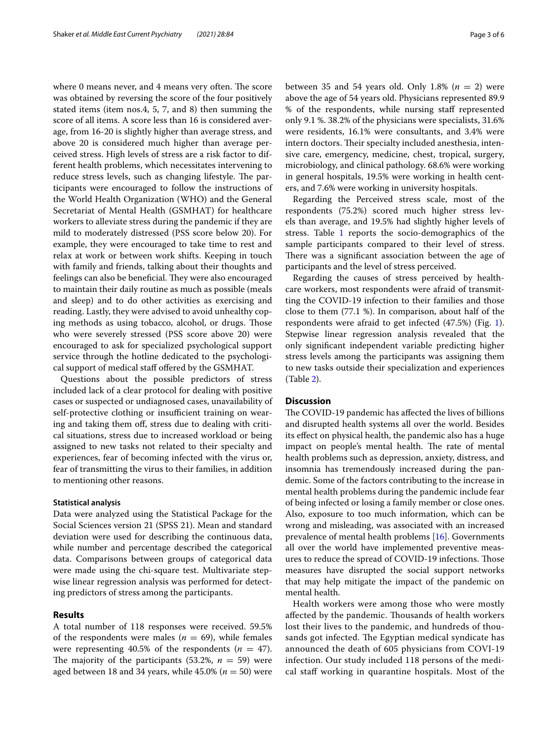where 0 means never, and 4 means very often. The score was obtained by reversing the score of the four positively stated items (item nos.4, 5, 7, and 8) then summing the score of all items. A score less than 16 is considered average, from 16-20 is slightly higher than average stress, and above 20 is considered much higher than average perceived stress. High levels of stress are a risk factor to different health problems, which necessitates intervening to reduce stress levels, such as changing lifestyle. The participants were encouraged to follow the instructions of the World Health Organization (WHO) and the General Secretariat of Mental Health (GSMHAT) for healthcare workers to alleviate stress during the pandemic if they are mild to moderately distressed (PSS score below 20). For example, they were encouraged to take time to rest and relax at work or between work shifts. Keeping in touch with family and friends, talking about their thoughts and feelings can also be beneficial. They were also encouraged to maintain their daily routine as much as possible (meals and sleep) and to do other activities as exercising and reading. Lastly, they were advised to avoid unhealthy coping methods as using tobacco, alcohol, or drugs. Those who were severely stressed (PSS score above 20) were encouraged to ask for specialized psychological support service through the hotline dedicated to the psychological support of medical staff offered by the GSMHAT.

Questions about the possible predictors of stress included lack of a clear protocol for dealing with positive cases or suspected or undiagnosed cases, unavailability of self-protective clothing or insufficient training on wearing and taking them off, stress due to dealing with critical situations, stress due to increased workload or being assigned to new tasks not related to their specialty and experiences, fear of becoming infected with the virus or, fear of transmitting the virus to their families, in addition to mentioning other reasons.

#### Statistical analysis

Data were analyzed using the Statistical Package for the Social Sciences version 21 (SPSS 21). Mean and standard deviation were used for describing the continuous data, while number and percentage described the categorical data. Comparisons between groups of categorical data were made using the chi-square test. Multivariate stepwise linear regression analysis was performed for detecting predictors of stress among the participants.

## Results

A total number of 118 responses were received. 59.5% of the respondents were males ($n$ = 69), while females were representing 40.5% of the respondents ($n$ = 47). The majority of the participants (53.2%, $n$ = 59) were aged between 18 and 34 years, while 45.0% ($n$ = 50) were between 35 and 54 years old. Only 1.8% ($n$ = 2) were above the age of 54 years old. Physicians represented 89.9 % of the respondents, while nursing staff represented only 9.1 %. 38.2% of the physicians were specialists, 31.6% were residents, 16.1% were consultants, and 3.4% were intern doctors. Their specialty included anesthesia, intensive care, emergency, medicine, chest, tropical, surgery, microbiology, and clinical pathology. 68.6% were working in general hospitals, 19.5% were working in health centers, and 7.6% were working in university hospitals.

Regarding the Perceived stress scale, most of the respondents (75.2%) scored much higher stress levels than average, and 19.5% had slightly higher levels of stress. Table 1 reports the socio-demographics of the sample participants compared to their level of stress. There was a significant association between the age of participants and the level of stress perceived.

Regarding the causes of stress perceived by healthcare workers, most respondents were afraid of transmitting the COVID-19 infection to their families and those close to them (77.1 %). In comparison, about half of the respondents were afraid to get infected (47.5%) (Fig. 1). Stepwise linear regression analysis revealed that the only significant independent variable predicting higher stress levels among the participants was assigning them to new tasks outside their specialization and experiences (Table 2).

## Discussion

The COVID-19 pandemic has affected the lives of billions and disrupted health systems all over the world. Besides its effect on physical health, the pandemic also has a huge impact on people's mental health. The rate of mental health problems such as depression, anxiety, distress, and insomnia has tremendously increased during the pandemic. Some of the factors contributing to the increase in mental health problems during the pandemic include fear of being infected or losing a family member or close ones. Also, exposure to too much information, which can be wrong and misleading, was associated with an increased prevalence of mental health problems [16]. Governments all over the world have implemented preventive measures to reduce the spread of COVID-19 infections. Those measures have disrupted the social support networks that may help mitigate the impact of the pandemic on mental health.

Health workers were among those who were mostly affected by the pandemic. Thousands of health workers lost their lives to the pandemic, and hundreds of thousands got infected. The Egyptian medical syndicate has announced the death of 605 physicians from COVI-19 infection. Our study included 118 persons of the medical staff working in quarantine hospitals. Most of the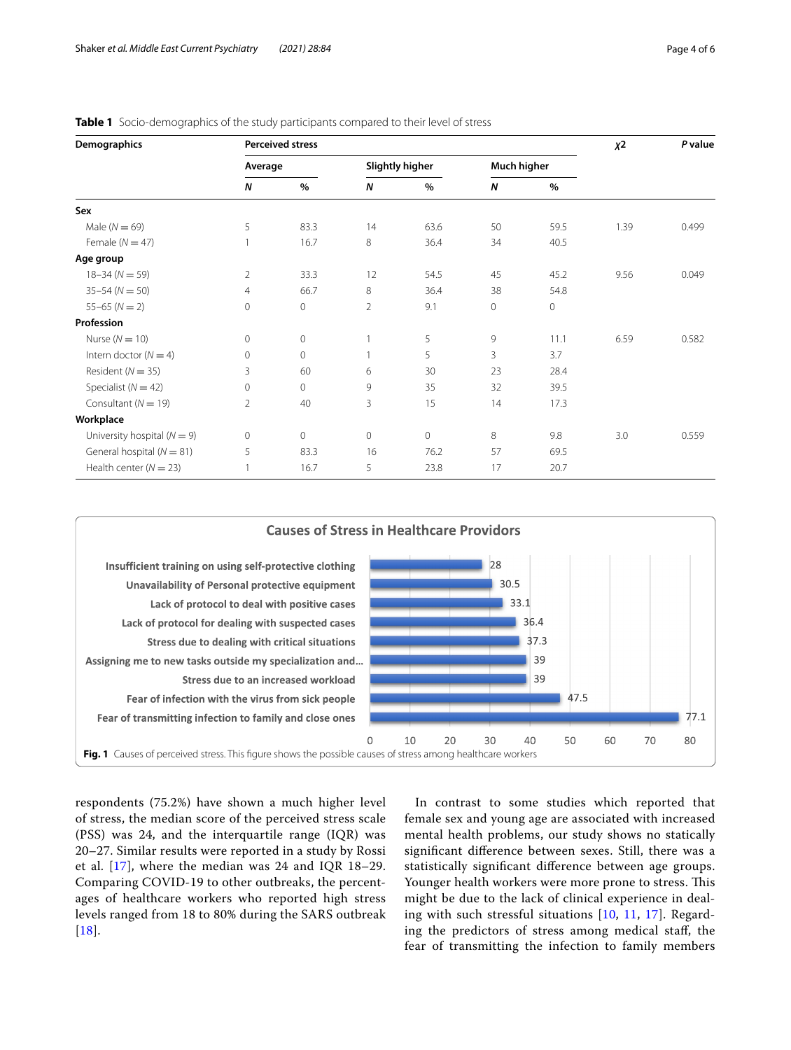**Table 1** Socio-demographics of the study participants compared to their level of stress

| Demographics | Perceived stress | | | | | | $\chi 2$ | *P* value |
|---|---|---|---|---|---|---|---|---|
| | Average | | Slightly higher | | Much higher | | | |
| | *N* | % | *N* | % | *N* | % | | |
| **Sex** | | | | | | | | |
| Male (*N* = 69) | 5 | 83.3 | 14 | 63.6 | 50 | 59.5 | 1.39 | 0.499 |
| Female (*N* = 47) | 1 | 16.7 | 8 | 36.4 | 34 | 40.5 | | |
| **Age group** | | | | | | | | |
| 18–34 (*N* = 59) | 2 | 33.3 | 12 | 54.5 | 45 | 45.2 | 9.56 | 0.049 |
| 35–54 (*N* = 50) | 4 | 66.7 | 8 | 36.4 | 38 | 54.8 | | |
| 55–65 (*N* = 2) | 0 | 0 | 2 | 9.1 | 0 | 0 | | |
| **Profession** | | | | | | | | |
| Nurse (*N* = 10) | 0 | 0 | 1 | 5 | 9 | 11.1 | 6.59 | 0.582 |
| Intern doctor (*N* = 4) | 0 | 0 | 1 | 5 | 3 | 3.7 | | |
| Resident (*N* = 35) | 3 | 60 | 6 | 30 | 23 | 28.4 | | |
| Specialist (*N* = 42) | 0 | 0 | 9 | 35 | 32 | 39.5 | | |
| Consultant (*N* = 19) | 2 | 40 | 3 | 15 | 14 | 17.3 | | |
| **Workplace** | | | | | | | | |
| University hospital (*N* = 9) | 0 | 0 | 0 | 0 | 8 | 9.8 | 3.0 | 0.559 |
| General hospital (*N* = 81) | 5 | 83.3 | 16 | 76.2 | 57 | 69.5 | | |
| Health center (*N* = 23) | 1 | 16.7 | 5 | 23.8 | 17 | 20.7 | | |

**Causes of Stress in Healthcare Providors**

| Cause | Value |
|---|---|
| Insufficient training on using self-protective clothing | 28 |
| Unavailability of Personal protective equipment | 30.5 |
| Lack of protocol to deal with positive cases | 33.1 |
| Lack of protocol for dealing with suspected cases | 36.4 |
| Stress due to dealing with critical situations | 37.3 |
| Assigning me to new tasks outside my specialization and... | 39 |
| Stress due to an increased workload | 39 |
| Fear of infection with the virus from sick people | 47.5 |
| Fear of transmitting infection to family and close ones | 77.1 |

**Fig. 1** Causes of perceived stress. This figure shows the possible causes of stress among healthcare workers

respondents (75.2%) have shown a much higher level of stress, the median score of the perceived stress scale (PSS) was 24, and the interquartile range (IQR) was 20–27. Similar results were reported in a study by Rossi et al. [17], where the median was 24 and IQR 18–29. Comparing COVID-19 to other outbreaks, the percentages of healthcare workers who reported high stress levels ranged from 18 to 80% during the SARS outbreak [18].

In contrast to some studies which reported that female sex and young age are associated with increased mental health problems, our study shows no statically significant difference between sexes. Still, there was a statistically significant difference between age groups. Younger health workers were more prone to stress. This might be due to the lack of clinical experience in dealing with such stressful situations [10, 11, 17]. Regarding the predictors of stress among medical staff, the fear of transmitting the infection to family members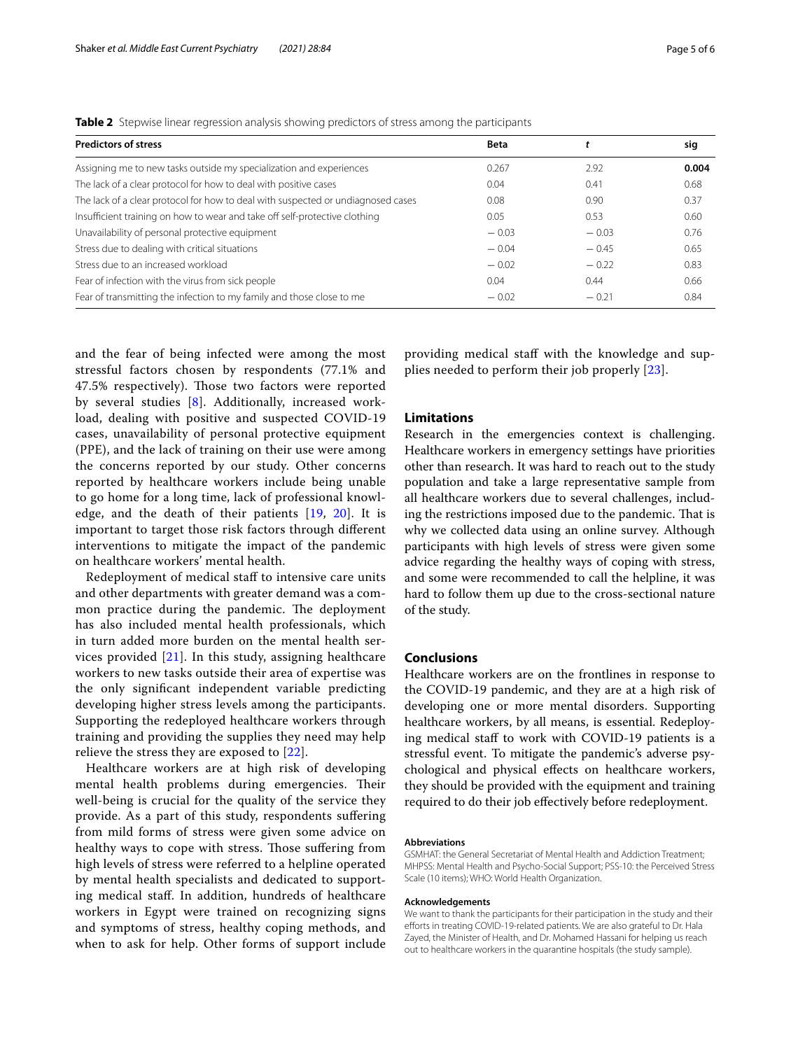**Table 2** Stepwise linear regression analysis showing predictors of stress among the participants

| Predictors of stress | Beta | *t* | sig |
|---|---|---|---|
| Assigning me to new tasks outside my specialization and experiences | 0.267 | 2.92 | **0.004** |
| The lack of a clear protocol for how to deal with positive cases | 0.04 | 0.41 | 0.68 |
| The lack of a clear protocol for how to deal with suspected or undiagnosed cases | 0.08 | 0.90 | 0.37 |
| Insufficient training on how to wear and take off self-protective clothing | 0.05 | 0.53 | 0.60 |
| Unavailability of personal protective equipment | − 0.03 | − 0.03 | 0.76 |
| Stress due to dealing with critical situations | − 0.04 | − 0.45 | 0.65 |
| Stress due to an increased workload | − 0.02 | − 0.22 | 0.83 |
| Fear of infection with the virus from sick people | 0.04 | 0.44 | 0.66 |
| Fear of transmitting the infection to my family and those close to me | − 0.02 | − 0.21 | 0.84 |

and the fear of being infected were among the most stressful factors chosen by respondents (77.1% and 47.5% respectively). Those two factors were reported by several studies [8]. Additionally, increased workload, dealing with positive and suspected COVID-19 cases, unavailability of personal protective equipment (PPE), and the lack of training on their use were among the concerns reported by our study. Other concerns reported by healthcare workers include being unable to go home for a long time, lack of professional knowledge, and the death of their patients [19, 20]. It is important to target those risk factors through different interventions to mitigate the impact of the pandemic on healthcare workers' mental health.

Redeployment of medical staff to intensive care units and other departments with greater demand was a common practice during the pandemic. The deployment has also included mental health professionals, which in turn added more burden on the mental health services provided [21]. In this study, assigning healthcare workers to new tasks outside their area of expertise was the only significant independent variable predicting developing higher stress levels among the participants. Supporting the redeployed healthcare workers through training and providing the supplies they need may help relieve the stress they are exposed to [22].

Healthcare workers are at high risk of developing mental health problems during emergencies. Their well-being is crucial for the quality of the service they provide. As a part of this study, respondents suffering from mild forms of stress were given some advice on healthy ways to cope with stress. Those suffering from high levels of stress were referred to a helpline operated by mental health specialists and dedicated to supporting medical staff. In addition, hundreds of healthcare workers in Egypt were trained on recognizing signs and symptoms of stress, healthy coping methods, and when to ask for help. Other forms of support include providing medical staff with the knowledge and supplies needed to perform their job properly [23].

## Limitations

Research in the emergencies context is challenging. Healthcare workers in emergency settings have priorities other than research. It was hard to reach out to the study population and take a large representative sample from all healthcare workers due to several challenges, including the restrictions imposed due to the pandemic. That is why we collected data using an online survey. Although participants with high levels of stress were given some advice regarding the healthy ways of coping with stress, and some were recommended to call the helpline, it was hard to follow them up due to the cross-sectional nature of the study.

## Conclusions

Healthcare workers are on the frontlines in response to the COVID-19 pandemic, and they are at a high risk of developing one or more mental disorders. Supporting healthcare workers, by all means, is essential. Redeploying medical staff to work with COVID-19 patients is a stressful event. To mitigate the pandemic's adverse psychological and physical effects on healthcare workers, they should be provided with the equipment and training required to do their job effectively before redeployment.

#### Abbreviations

GSMHAT: the General Secretariat of Mental Health and Addiction Treatment; MHPSS: Mental Health and Psycho-Social Support; PSS-10: the Perceived Stress Scale (10 items); WHO: World Health Organization.

#### Acknowledgements

We want to thank the participants for their participation in the study and their efforts in treating COVID-19-related patients. We are also grateful to Dr. Hala Zayed, the Minister of Health, and Dr. Mohamed Hassani for helping us reach out to healthcare workers in the quarantine hospitals (the study sample).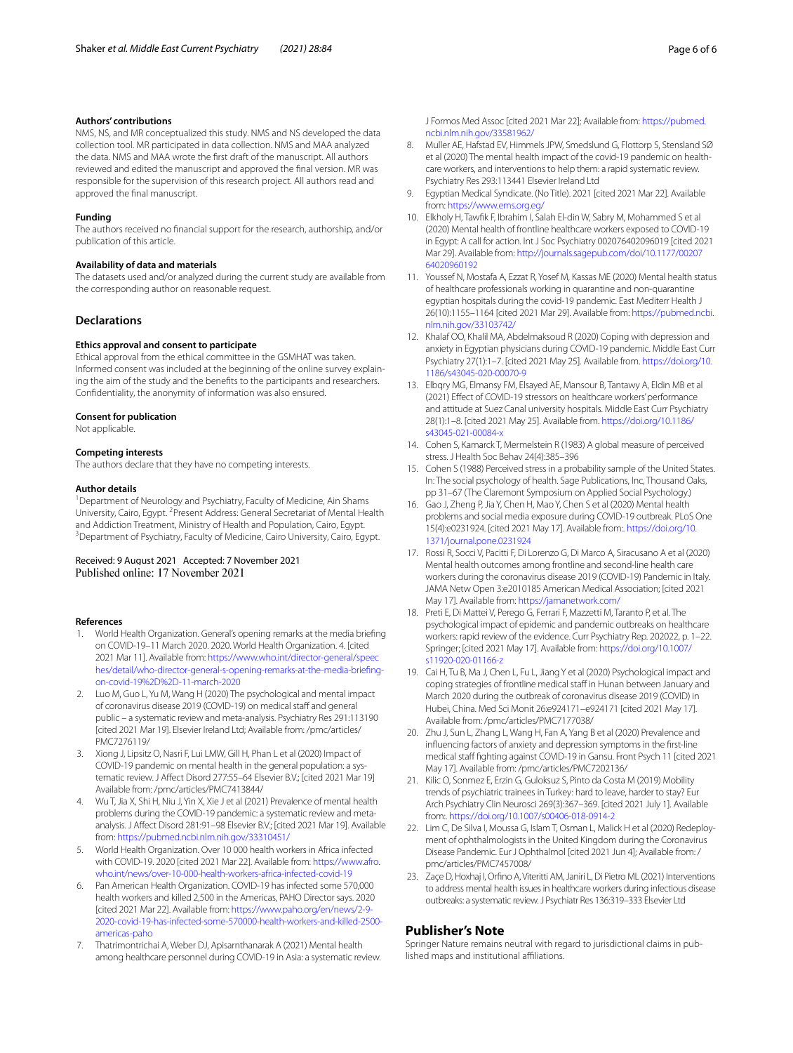#### Authors' contributions

NMS, NS, and MR conceptualized this study. NMS and NS developed the data collection tool. MR participated in data collection. NMS and MAA analyzed the data. NMS and MAA wrote the first draft of the manuscript. All authors reviewed and edited the manuscript and approved the final version. MR was responsible for the supervision of this research project. All authors read and approved the final manuscript.

#### Funding

The authors received no financial support for the research, authorship, and/or publication of this article.

#### Availability of data and materials

The datasets used and/or analyzed during the current study are available from the corresponding author on reasonable request.

## Declarations

#### Ethics approval and consent to participate

Ethical approval from the ethical committee in the GSMHAT was taken. Informed consent was included at the beginning of the online survey explaining the aim of the study and the benefits to the participants and researchers. Confidentiality, the anonymity of information was also ensured.

#### Consent for publication

Not applicable.

#### Competing interests

The authors declare that they have no competing interests.

#### Author details

[1]Department of Neurology and Psychiatry, Faculty of Medicine, Ain Shams University, Cairo, Egypt. [2]Present Address: General Secretariat of Mental Health and Addiction Treatment, Ministry of Health and Population, Cairo, Egypt. [3]Department of Psychiatry, Faculty of Medicine, Cairo University, Cairo, Egypt.

Received: 9 August 2021 Accepted: 7 November 2021
Published online: 17 November 2021

#### References

1. World Health Organization. General's opening remarks at the media briefing on COVID-19–11 March 2020. 2020. World Health Organization. 4. [cited 2021 Mar 11]. Available from: https://www.who.int/director-general/speeches/detail/who-director-general-s-opening-remarks-at-the-media-briefing-on-covid-19%2D%2D-11-march-2020
2. Luo M, Guo L, Yu M, Wang H (2020) The psychological and mental impact of coronavirus disease 2019 (COVID-19) on medical staff and general public – a systematic review and meta-analysis. Psychiatry Res 291:113190 [cited 2021 Mar 19]. Elsevier Ireland Ltd; Available from: /pmc/articles/PMC7276119/
3. Xiong J, Lipsitz O, Nasri F, Lui LMW, Gill H, Phan L et al (2020) Impact of COVID-19 pandemic on mental health in the general population: a systematic review. J Affect Disord 277:55–64 Elsevier B.V.; [cited 2021 Mar 19] Available from: /pmc/articles/PMC7413844/
4. Wu T, Jia X, Shi H, Niu J, Yin X, Xie J et al (2021) Prevalence of mental health problems during the COVID-19 pandemic: a systematic review and meta-analysis. J Affect Disord 281:91–98 Elsevier B.V.; [cited 2021 Mar 19]. Available from: https://pubmed.ncbi.nlm.nih.gov/33310451/
5. World Health Organization. Over 10 000 health workers in Africa infected with COVID-19. 2020 [cited 2021 Mar 22]. Available from: https://www.afro.who.int/news/over-10-000-health-workers-africa-infected-covid-19
6. Pan American Health Organization. COVID-19 has infected some 570,000 health workers and killed 2,500 in the Americas, PAHO Director says. 2020 [cited 2021 Mar 22]. Available from: https://www.paho.org/en/news/2-9-2020-covid-19-has-infected-some-570000-health-workers-and-killed-2500-americas-paho
7. Thatrimontrichai A, Weber DJ, Apisarnthanarak A (2021) Mental health among healthcare personnel during COVID-19 in Asia: a systematic review. J Formos Med Assoc [cited 2021 Mar 22]; Available from: https://pubmed.ncbi.nlm.nih.gov/33581962/
8. Muller AE, Hafstad EV, Himmels JPW, Smedslund G, Flottorp S, Stensland SØ et al (2020) The mental health impact of the covid-19 pandemic on healthcare workers, and interventions to help them: a rapid systematic review. Psychiatry Res 293:113441 Elsevier Ireland Ltd
9. Egyptian Medical Syndicate. (No Title). 2021 [cited 2021 Mar 22]. Available from: https://www.ems.org.eg/
10. Elkholy H, Tawfik F, Ibrahim I, Salah El-din W, Sabry M, Mohammed S et al (2020) Mental health of frontline healthcare workers exposed to COVID-19 in Egypt: A call for action. Int J Soc Psychiatry 002076402096019 [cited 2021 Mar 29]. Available from: http://journals.sagepub.com/doi/10.1177/0020764020960192
11. Youssef N, Mostafa A, Ezzat R, Yosef M, Kassas ME (2020) Mental health status of healthcare professionals working in quarantine and non-quarantine egyptian hospitals during the covid-19 pandemic. East Mediterr Health J 26(10):1155–1164 [cited 2021 Mar 29]. Available from: https://pubmed.ncbi.nlm.nih.gov/33103742/
12. Khalaf OO, Khalil MA, Abdelmaksoud R (2020) Coping with depression and anxiety in Egyptian physicians during COVID-19 pandemic. Middle East Curr Psychiatry 27(1):1–7. [cited 2021 May 25]. Available from. https://doi.org/10.1186/s43045-020-00070-9
13. Elbqry MG, Elmansy FM, Elsayed AE, Mansour B, Tantawy A, Eldin MB et al (2021) Effect of COVID-19 stressors on healthcare workers' performance and attitude at Suez Canal university hospitals. Middle East Curr Psychiatry 28(1):1–8. [cited 2021 May 25]. Available from. https://doi.org/10.1186/s43045-021-00084-x
14. Cohen S, Kamarck T, Mermelstein R (1983) A global measure of perceived stress. J Health Soc Behav 24(4):385–396
15. Cohen S (1988) Perceived stress in a probability sample of the United States. In: The social psychology of health. Sage Publications, Inc, Thousand Oaks, pp 31–67 (The Claremont Symposium on Applied Social Psychology.)
16. Gao J, Zheng P, Jia Y, Chen H, Mao Y, Chen S et al (2020) Mental health problems and social media exposure during COVID-19 outbreak. PLoS One 15(4):e0231924. [cited 2021 May 17]. Available from:. https://doi.org/10.1371/journal.pone.0231924
17. Rossi R, Socci V, Pacitti F, Di Lorenzo G, Di Marco A, Siracusano A et al (2020) Mental health outcomes among frontline and second-line health care workers during the coronavirus disease 2019 (COVID-19) Pandemic in Italy. JAMA Netw Open 3:e2010185 American Medical Association; [cited 2021 May 17]. Available from: https://jamanetwork.com/
18. Preti E, Di Mattei V, Perego G, Ferrari F, Mazzetti M, Taranto P, et al. The psychological impact of epidemic and pandemic outbreaks on healthcare workers: rapid review of the evidence. Curr Psychiatry Rep. 202022, p. 1–22. Springer; [cited 2021 May 17]. Available from: https://doi.org/10.1007/s11920-020-01166-z
19. Cai H, Tu B, Ma J, Chen L, Fu L, Jiang Y et al (2020) Psychological impact and coping strategies of frontline medical staff in Hunan between January and March 2020 during the outbreak of coronavirus disease 2019 (COVID) in Hubei, China. Med Sci Monit 26:e924171–e924171 [cited 2021 May 17]. Available from: /pmc/articles/PMC7177038/
20. Zhu J, Sun L, Zhang L, Wang H, Fan A, Yang B et al (2020) Prevalence and influencing factors of anxiety and depression symptoms in the first-line medical staff fighting against COVID-19 in Gansu. Front Psych 11 [cited 2021 May 17]. Available from: /pmc/articles/PMC7202136/
21. Kilic O, Sonmez E, Erzin G, Guloksuz S, Pinto da Costa M (2019) Mobility trends of psychiatric trainees in Turkey: hard to leave, harder to stay? Eur Arch Psychiatry Clin Neurosci 269(3):367–369. [cited 2021 July 1]. Available from:. https://doi.org/10.1007/s00406-018-0914-2
22. Lim C, De Silva I, Moussa G, Islam T, Osman L, Malick H et al (2020) Redeployment of ophthalmologists in the United Kingdom during the Coronavirus Disease Pandemic. Eur J Ophthalmol [cited 2021 Jun 4]; Available from: /pmc/articles/PMC7457008/
23. Zaçe D, Hoxhaj I, Orfino A, Viteritti AM, Janiri L, Di Pietro ML (2021) Interventions to address mental health issues in healthcare workers during infectious disease outbreaks: a systematic review. J Psychiatr Res 136:319–333 Elsevier Ltd

## Publisher's Note

Springer Nature remains neutral with regard to jurisdictional claims in published maps and institutional affiliations.